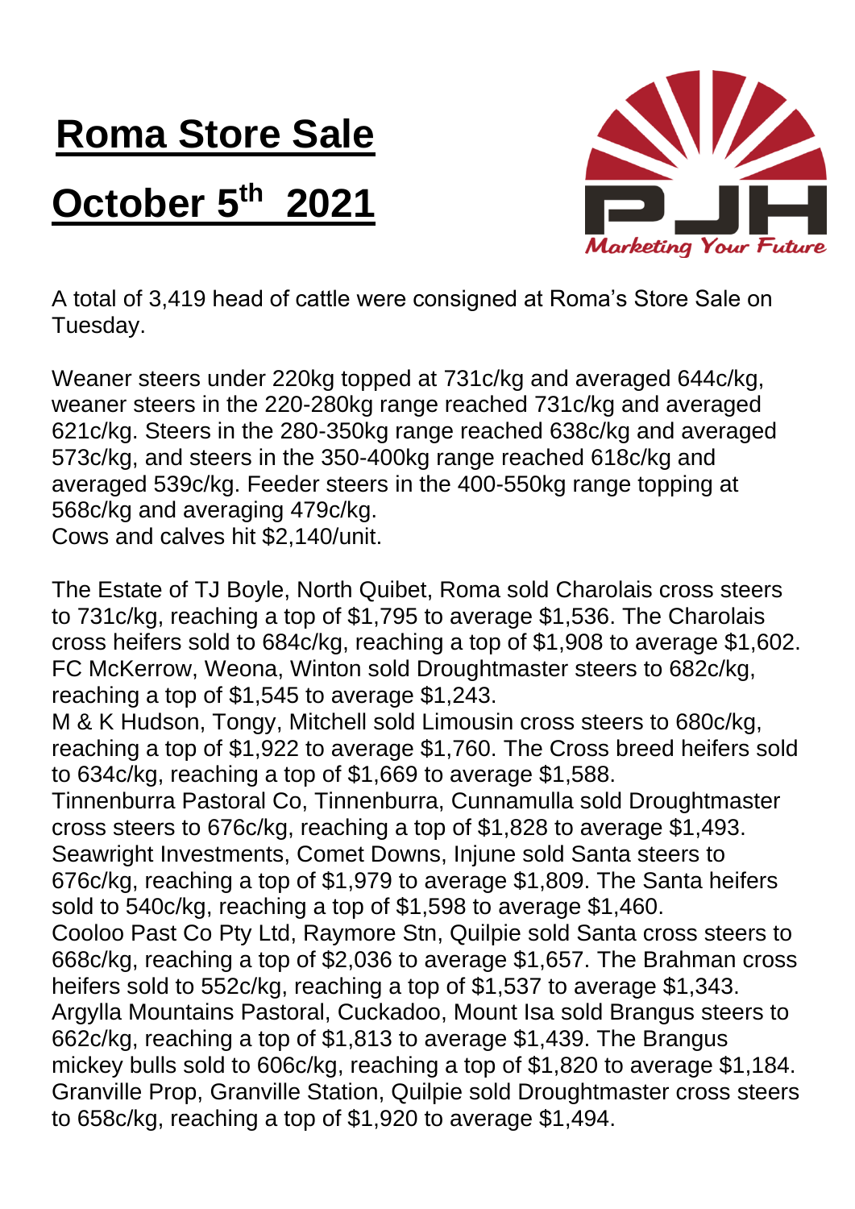# Roma Store Sale

# October 5th 2021

A total of 3,419 head of cattle were consigned at Roma's Store Sale on Tuesday.

Weaner steers under 220kg topped at 731c/kg and averaged 644c/kg, weaner steers in the 220-280kg range reached 731c/kg and averaged 621c/kg. Steers in the 280-350kg range reached 638c/kg and averaged 573c/kg, and steers in the 350-400kg range reached 618c/kg and averaged 539c/kg. Feeder steers in the 400-550kg range topping at 568c/kg and averaging 479c/kg.
Cows and calves hit $2,140/unit.

The Estate of TJ Boyle, North Quibet, Roma sold Charolais cross steers to 731c/kg, reaching a top of $1,795 to average $1,536. The Charolais cross heifers sold to 684c/kg, reaching a top of $1,908 to average $1,602.
FC McKerrow, Weona, Winton sold Droughtmaster steers to 682c/kg, reaching a top of $1,545 to average $1,243.
M & K Hudson, Tongy, Mitchell sold Limousin cross steers to 680c/kg, reaching a top of $1,922 to average $1,760. The Cross breed heifers sold to 634c/kg, reaching a top of $1,669 to average $1,588.
Tinnenburra Pastoral Co, Tinnenburra, Cunnamulla sold Droughtmaster cross steers to 676c/kg, reaching a top of $1,828 to average $1,493.
Seawright Investments, Comet Downs, Injune sold Santa steers to 676c/kg, reaching a top of $1,979 to average $1,809. The Santa heifers sold to 540c/kg, reaching a top of $1,598 to average $1,460.
Cooloo Past Co Pty Ltd, Raymore Stn, Quilpie sold Santa cross steers to 668c/kg, reaching a top of $2,036 to average $1,657. The Brahman cross heifers sold to 552c/kg, reaching a top of $1,537 to average $1,343.
Argylla Mountains Pastoral, Cuckadoo, Mount Isa sold Brangus steers to 662c/kg, reaching a top of $1,813 to average $1,439. The Brangus mickey bulls sold to 606c/kg, reaching a top of $1,820 to average $1,184.
Granville Prop, Granville Station, Quilpie sold Droughtmaster cross steers to 658c/kg, reaching a top of $1,920 to average $1,494.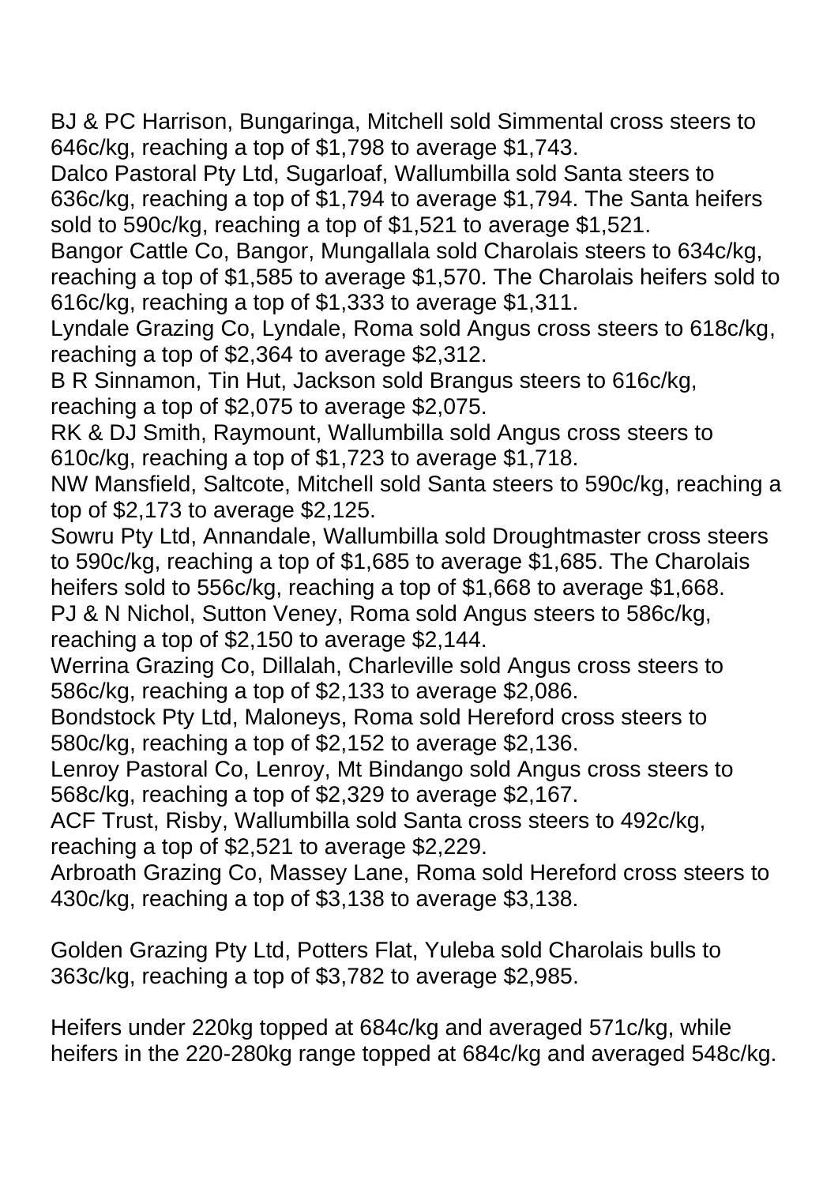BJ & PC Harrison, Bungaringa, Mitchell sold Simmental cross steers to 646c/kg, reaching a top of $1,798 to average $1,743.
Dalco Pastoral Pty Ltd, Sugarloaf, Wallumbilla sold Santa steers to 636c/kg, reaching a top of $1,794 to average $1,794. The Santa heifers sold to 590c/kg, reaching a top of $1,521 to average $1,521.
Bangor Cattle Co, Bangor, Mungallala sold Charolais steers to 634c/kg, reaching a top of $1,585 to average $1,570. The Charolais heifers sold to 616c/kg, reaching a top of $1,333 to average $1,311.
Lyndale Grazing Co, Lyndale, Roma sold Angus cross steers to 618c/kg, reaching a top of $2,364 to average $2,312.
B R Sinnamon, Tin Hut, Jackson sold Brangus steers to 616c/kg, reaching a top of $2,075 to average $2,075.
RK & DJ Smith, Raymount, Wallumbilla sold Angus cross steers to 610c/kg, reaching a top of $1,723 to average $1,718.
NW Mansfield, Saltcote, Mitchell sold Santa steers to 590c/kg, reaching a top of $2,173 to average $2,125.
Sowru Pty Ltd, Annandale, Wallumbilla sold Droughtmaster cross steers to 590c/kg, reaching a top of $1,685 to average $1,685. The Charolais heifers sold to 556c/kg, reaching a top of $1,668 to average $1,668.
PJ & N Nichol, Sutton Veney, Roma sold Angus steers to 586c/kg, reaching a top of $2,150 to average $2,144.
Werrina Grazing Co, Dillalah, Charleville sold Angus cross steers to 586c/kg, reaching a top of $2,133 to average $2,086.
Bondstock Pty Ltd, Maloneys, Roma sold Hereford cross steers to 580c/kg, reaching a top of $2,152 to average $2,136.
Lenroy Pastoral Co, Lenroy, Mt Bindango sold Angus cross steers to 568c/kg, reaching a top of $2,329 to average $2,167.
ACF Trust, Risby, Wallumbilla sold Santa cross steers to 492c/kg, reaching a top of $2,521 to average $2,229.
Arbroath Grazing Co, Massey Lane, Roma sold Hereford cross steers to 430c/kg, reaching a top of $3,138 to average $3,138.

Golden Grazing Pty Ltd, Potters Flat, Yuleba sold Charolais bulls to 363c/kg, reaching a top of $3,782 to average $2,985.

Heifers under 220kg topped at 684c/kg and averaged 571c/kg, while heifers in the 220-280kg range topped at 684c/kg and averaged 548c/kg.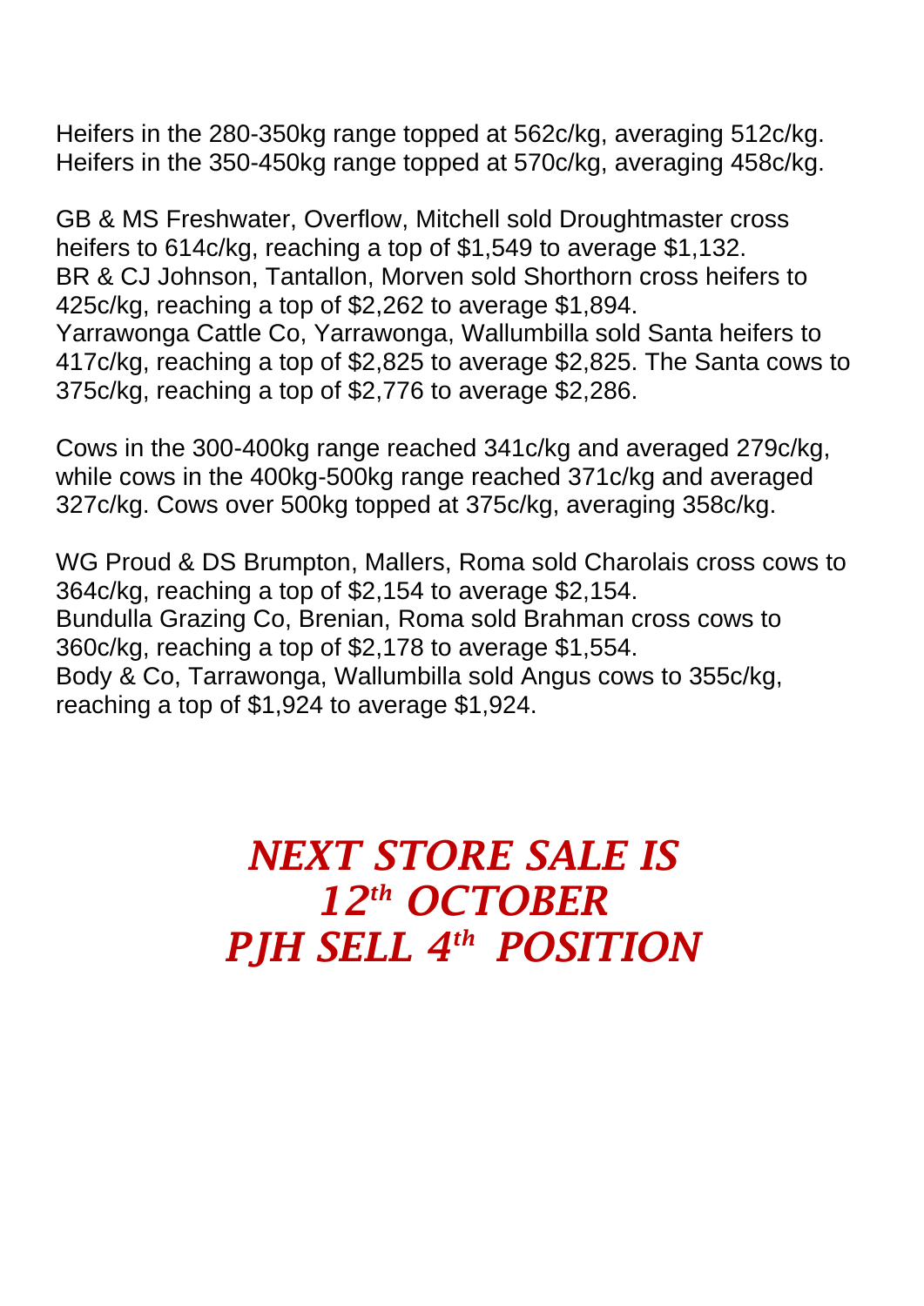Heifers in the 280-350kg range topped at 562c/kg, averaging 512c/kg.
Heifers in the 350-450kg range topped at 570c/kg, averaging 458c/kg.

GB & MS Freshwater, Overflow, Mitchell sold Droughtmaster cross heifers to 614c/kg, reaching a top of $1,549 to average $1,132.
BR & CJ Johnson, Tantallon, Morven sold Shorthorn cross heifers to 425c/kg, reaching a top of $2,262 to average $1,894.
Yarrawonga Cattle Co, Yarrawonga, Wallumbilla sold Santa heifers to 417c/kg, reaching a top of $2,825 to average $2,825. The Santa cows to 375c/kg, reaching a top of $2,776 to average $2,286.

Cows in the 300-400kg range reached 341c/kg and averaged 279c/kg, while cows in the 400kg-500kg range reached 371c/kg and averaged 327c/kg. Cows over 500kg topped at 375c/kg, averaging 358c/kg.

WG Proud & DS Brumpton, Mallers, Roma sold Charolais cross cows to 364c/kg, reaching a top of $2,154 to average $2,154.
Bundulla Grazing Co, Brenian, Roma sold Brahman cross cows to 360c/kg, reaching a top of $2,178 to average $1,554.
Body & Co, Tarrawonga, Wallumbilla sold Angus cows to 355c/kg, reaching a top of $1,924 to average $1,924.

***NEXT STORE SALE IS***
***12th OCTOBER***
***PJH SELL 4th POSITION***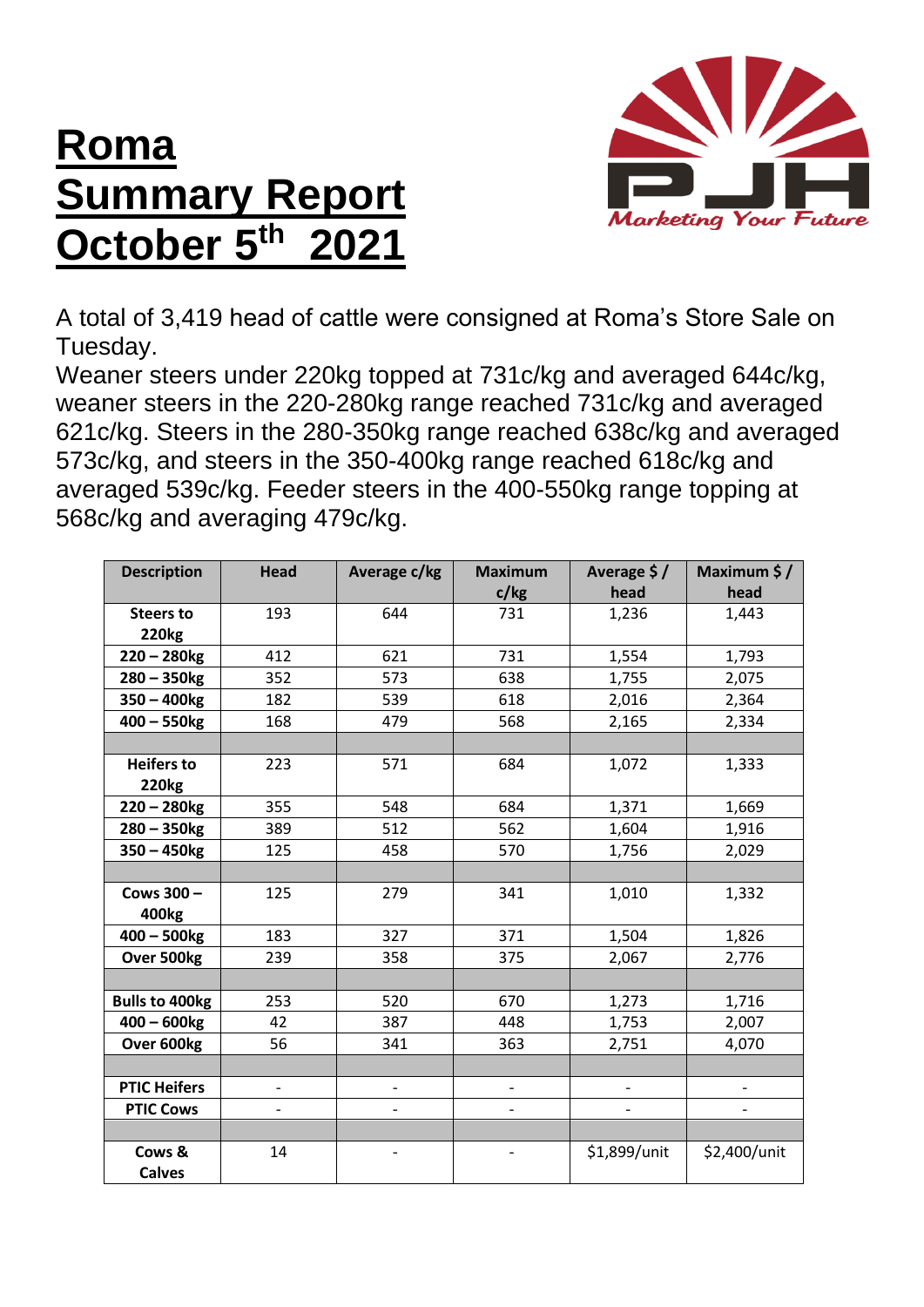# Roma Summary Report October 5th 2021

PJH
*Marketing Your Future*

A total of 3,419 head of cattle were consigned at Roma's Store Sale on Tuesday.

Weaner steers under 220kg topped at 731c/kg and averaged 644c/kg, weaner steers in the 220-280kg range reached 731c/kg and averaged 621c/kg. Steers in the 280-350kg range reached 638c/kg and averaged 573c/kg, and steers in the 350-400kg range reached 618c/kg and averaged 539c/kg. Feeder steers in the 400-550kg range topping at 568c/kg and averaging 479c/kg.

| Description | Head | Average c/kg | Maximum c/kg | Average $ / head | Maximum $ / head |
|---|---|---|---|---|---|
| **Steers to 220kg** | 193 | 644 | 731 | 1,236 | 1,443 |
| **220 – 280kg** | 412 | 621 | 731 | 1,554 | 1,793 |
| **280 – 350kg** | 352 | 573 | 638 | 1,755 | 2,075 |
| **350 – 400kg** | 182 | 539 | 618 | 2,016 | 2,364 |
| **400 – 550kg** | 168 | 479 | 568 | 2,165 | 2,334 |
| | | | | | |
| **Heifers to 220kg** | 223 | 571 | 684 | 1,072 | 1,333 |
| **220 – 280kg** | 355 | 548 | 684 | 1,371 | 1,669 |
| **280 – 350kg** | 389 | 512 | 562 | 1,604 | 1,916 |
| **350 – 450kg** | 125 | 458 | 570 | 1,756 | 2,029 |
| | | | | | |
| **Cows 300 – 400kg** | 125 | 279 | 341 | 1,010 | 1,332 |
| **400 – 500kg** | 183 | 327 | 371 | 1,504 | 1,826 |
| **Over 500kg** | 239 | 358 | 375 | 2,067 | 2,776 |
| | | | | | |
| **Bulls to 400kg** | 253 | 520 | 670 | 1,273 | 1,716 |
| **400 – 600kg** | 42 | 387 | 448 | 1,753 | 2,007 |
| **Over 600kg** | 56 | 341 | 363 | 2,751 | 4,070 |
| | | | | | |
| **PTIC Heifers** | - | - | - | - | - |
| **PTIC Cows** | - | - | - | - | - |
| | | | | | |
| **Cows & Calves** | 14 | - | - | $1,899/unit | $2,400/unit |